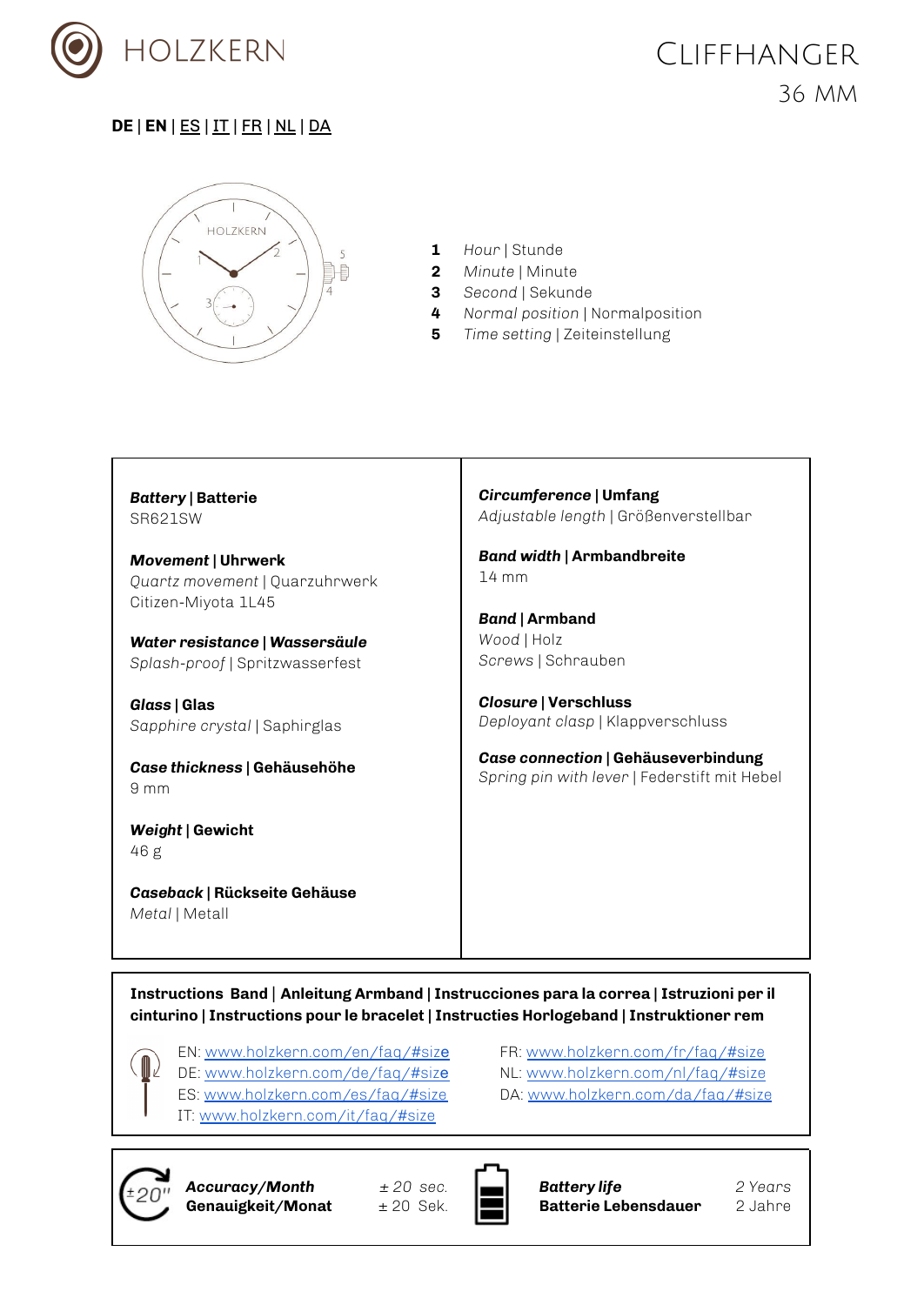HOLZKERN

# Cliffhanger
## 36 MM

**DE** | **EN** | [ES](#) | [IT](#) | [FR](#) | [NL](#) | [DA](#)

1 *Hour* | Stunde
2 *Minute* | Minute
3 *Second* | Sekunde
4 *Normal position* | Normalposition
5 *Time setting* | Zeiteinstellung

| | |
|---|---|
| ***Battery* \| Batterie**<br>SR621SW<br><br>***Movement* \| Uhrwerk**<br>*Quartz movement* \| Quarzuhrwerk<br>Citizen-Miyota 1L45<br><br>***Water resistance* \| *Wassersäule***<br>*Splash-proof* \| Spritzwasserfest<br><br>***Glass* \| Glas**<br>*Sapphire crystal* \| Saphirglas<br><br>***Case thickness* \| Gehäusehöhe**<br>9 mm<br><br>***Weight* \| Gewicht**<br>46 g<br><br>***Caseback* \| Rückseite Gehäuse**<br>*Metal* \| Metall | ***Circumference* \| Umfang**<br>*Adjustable length* \| Größenverstellbar<br><br>***Band width* \| Armbandbreite**<br>14 mm<br><br>***Band* \| Armband**<br>*Wood* \| Holz<br>*Screws* \| Schrauben<br><br>***Closure* \| Verschluss**<br>*Deployant clasp* \| Klappverschluss<br><br>***Case connection* \| Gehäuseverbindung**<br>*Spring pin with lever* \| Federstift mit Hebel |

**Instructions Band | Anleitung Armband | Instrucciones para la correa | Istruzioni per il cinturino | Instructions pour le bracelet | Instructies Horlogeband | Instruktioner rem**

EN: www.holzkern.com/en/faq/#size
DE: www.holzkern.com/de/faq/#size
ES: www.holzkern.com/es/faq/#size
IT: www.holzkern.com/it/faq/#size
FR: www.holzkern.com/fr/faq/#size
NL: www.holzkern.com/nl/faq/#size
DA: www.holzkern.com/da/faq/#size

±20"

| | | | |
|---|---|---|---|
| ***Accuracy/Month***<br>**Genauigkeit/Monat** | *± 20 sec.*<br>± 20 Sek. | ***Battery life***<br>**Batterie Lebensdauer** | *2 Years*<br>2 Jahre |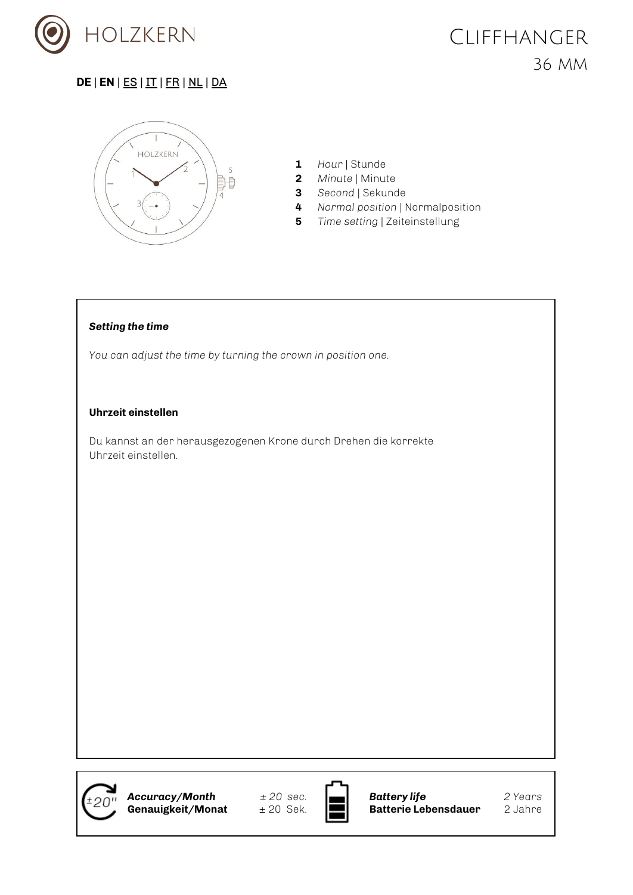HOLZKERN

# Cliffhanger

36 MM

**DE** | **EN** | ES | IT | FR | NL | DA

1 *Hour* | Stunde
2 *Minute* | Minute
3 *Second* | Sekunde
4 *Normal position* | Normalposition
5 *Time setting* | Zeiteinstellung

***Setting the time***

*You can adjust the time by turning the crown in position one.*

**Uhrzeit einstellen**

Du kannst an der herausgezogenen Krone durch Drehen die korrekte Uhrzeit einstellen.

| | | | | |
|---|---|---|---|---|
| ±20" | ***Accuracy/Month*** **Genauigkeit/Monat** | *± 20 sec.* ± 20 Sek. | ***Battery life*** **Batterie Lebensdauer** | *2 Years* 2 Jahre |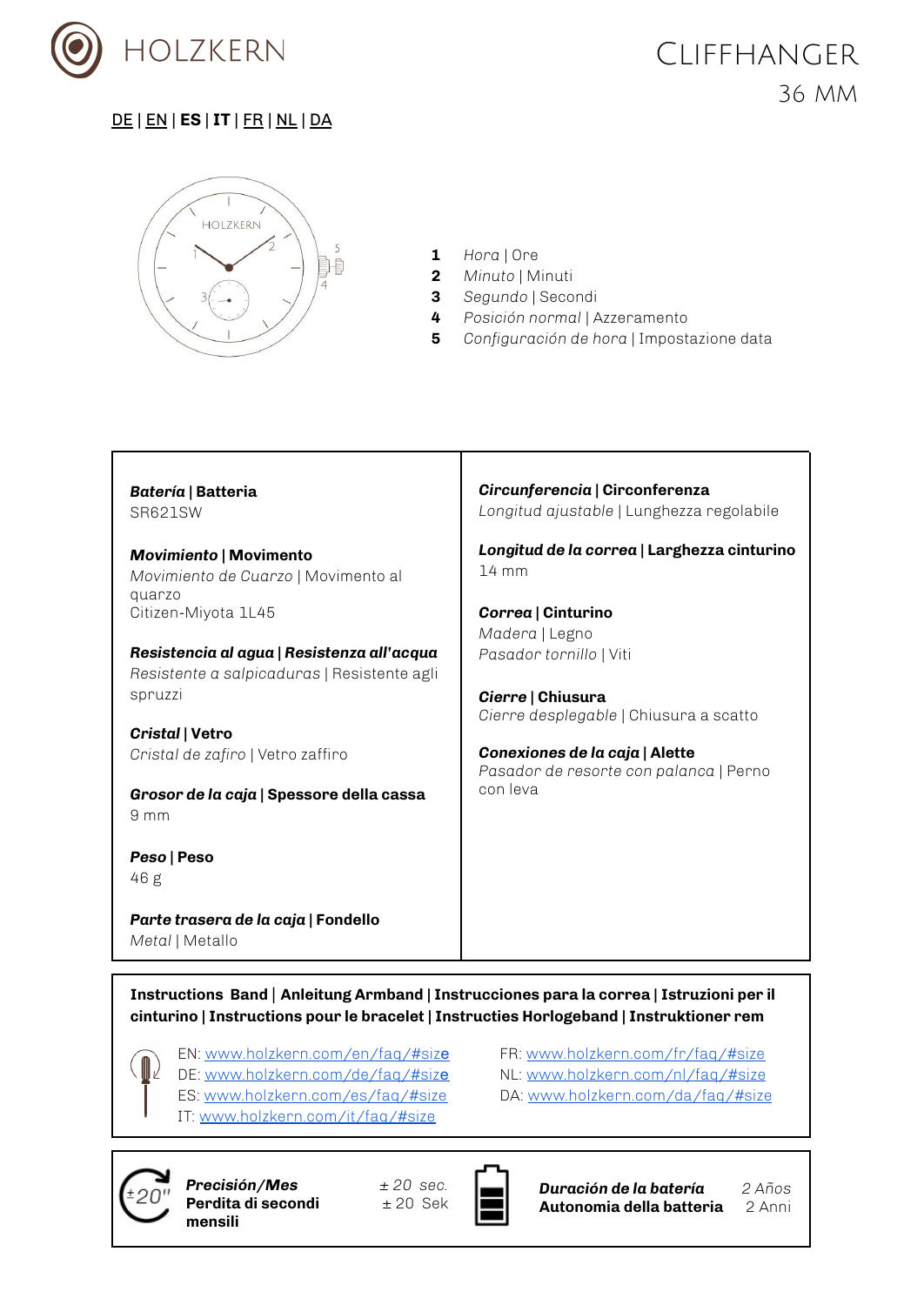HOLZKERN

# Cliffhanger

## 36 MM

DE | EN | **ES** | **IT** | FR | NL | DA

1. *Hora* | Ore
2. *Minuto* | Minuti
3. *Segundo* | Secondi
4. *Posición normal* | Azzeramento
5. *Configuración de hora* | Impostazione data

***Batería* | Batteria**
SR621SW

***Movimiento* | Movimento**
*Movimiento de Cuarzo* | Movimento al quarzo
Citizen-Miyota 1L45

***Resistencia al agua* | *Resistenza all'acqua***
*Resistente a salpicaduras* | Resistente agli spruzzi

***Cristal* | Vetro**
*Cristal de zafiro* | Vetro zaffiro

***Grosor de la caja* | Spessore della cassa**
9 mm

***Peso* | Peso**
46 g

***Parte trasera de la caja* | Fondello**
*Metal* | Metallo

***Circunferencia* | Circonferenza**
*Longitud ajustable* | Lunghezza regolabile

***Longitud de la correa* | Larghezza cinturino**
14 mm

***Correa* | Cinturino**
*Madera* | Legno
*Pasador tornillo* | Viti

***Cierre* | Chiusura**
*Cierre desplegable* | Chiusura a scatto

***Conexiones de la caja* | Alette**
*Pasador de resorte con palanca* | Perno con leva

**Instructions Band | Anleitung Armband | Instrucciones para la correa | Istruzioni per il cinturino | Instructions pour le bracelet | Instructies Horlogeband | Instruktioner rem**

EN: www.holzkern.com/en/faq/#size
DE: www.holzkern.com/de/faq/#size
ES: www.holzkern.com/es/faq/#size
IT: www.holzkern.com/it/faq/#size
FR: www.holzkern.com/fr/faq/#size
NL: www.holzkern.com/nl/faq/#size
DA: www.holzkern.com/da/faq/#size

±20"

***Precisión/Mes***
**Perdita di secondi mensili**

*± 20 sec.*
± 20 Sek

***Duración de la batería***
**Autonomia della batteria**

*2 Años*
2 Anni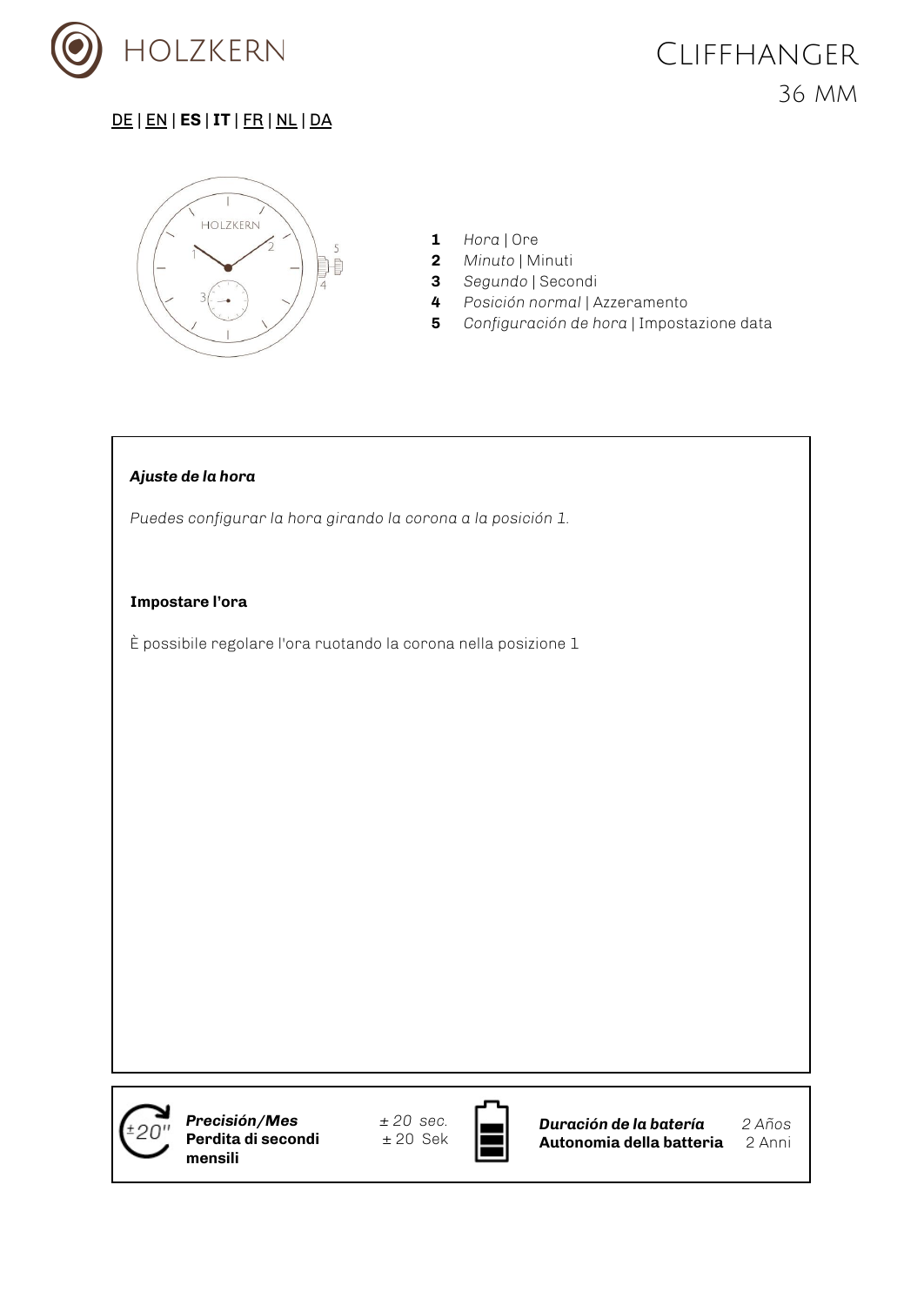# HOLZKERN

# Cliffhanger
## 36 MM

DE | EN | **ES** | **IT** | FR | NL | DA

HOLZKERN

1 2 3 4 5

1. *Hora* | Ore
2. *Minuto* | Minuti
3. *Segundo* | Secondi
4. *Posición normal* | Azzeramento
5. *Configuración de hora* | Impostazione data

***Ajuste de la hora***

*Puedes configurar la hora girando la corona a la posición 1.*

**Impostare l'ora**

È possibile regolare l'ora ruotando la corona nella posizione 1

±20"

***Precisión/Mes*** *± 20 sec.*
**Perdita di secondi mensili** ± 20 Sek

***Duración de la batería*** *2 Años*
**Autonomia della batteria** 2 Anni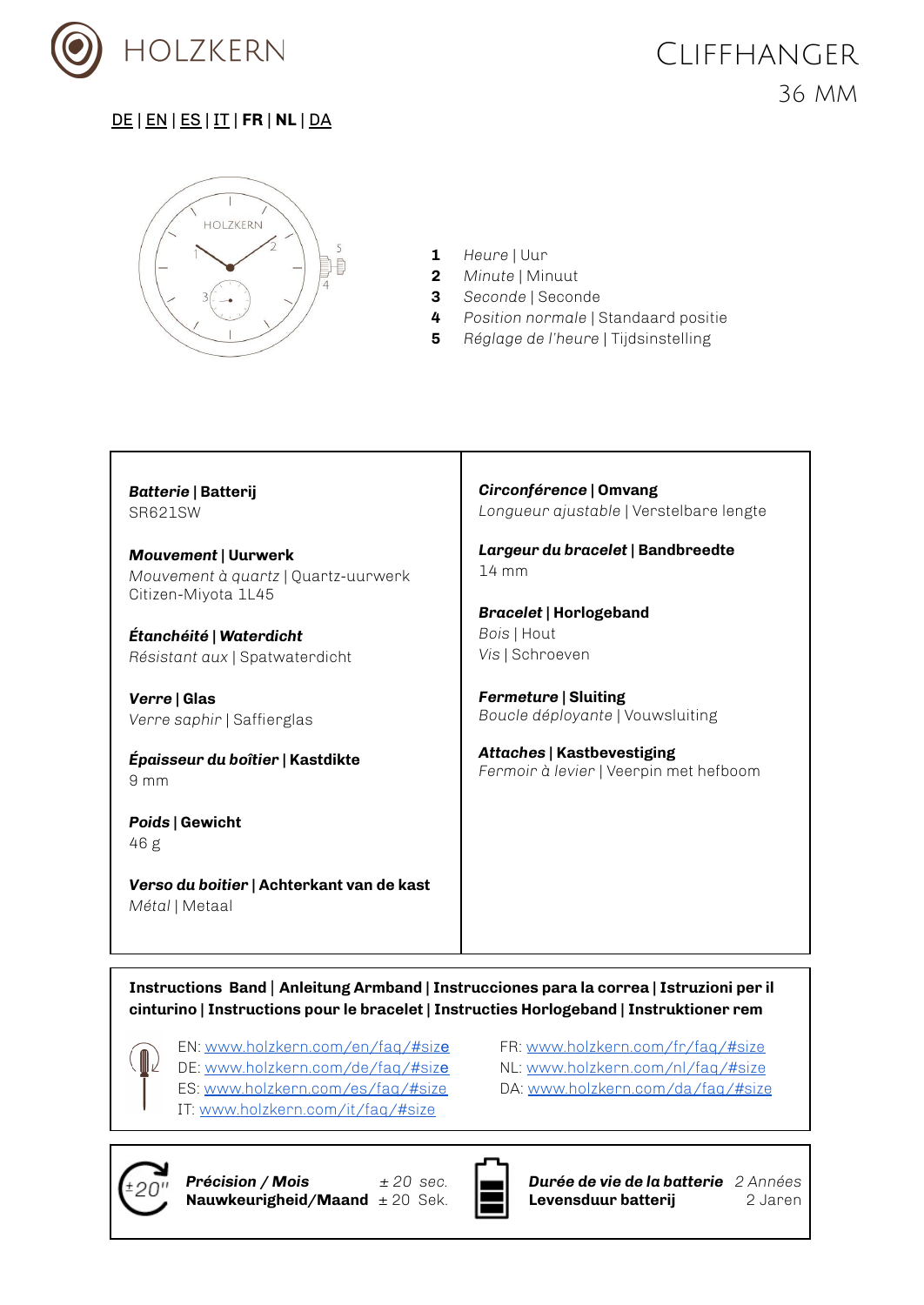# HOLZKERN

## CLIFFHANGER
36 MM

DE | EN | ES | IT | **FR** | **NL** | DA

HOLZKERN

1 2 3 4 5

1. *Heure* | Uur
2. *Minute* | Minuut
3. *Seconde* | Seconde
4. *Position normale* | Standaard positie
5. *Réglage de l'heure* | Tijdsinstelling

**_Batterie_ | Batterij**
SR621SW

**_Mouvement_ | Uurwerk**
*Mouvement à quartz* | Quartz-uurwerk
Citizen-Miyota 1L45

**_Étanchéité_ | _Waterdicht_**
*Résistant aux* | Spatwaterdicht

**_Verre_ | Glas**
*Verre saphir* | Saffierglas

**_Épaisseur du boîtier_ | Kastdikte**
9 mm

**_Poids_ | Gewicht**
46 g

**_Verso du boitier_ | Achterkant van de kast**
*Métal* | Metaal

**_Circonférence_ | Omvang**
*Longueur ajustable* | Verstelbare lengte

**_Largeur du bracelet_ | Bandbreedte**
14 mm

**_Bracelet_ | Horlogeband**
*Bois* | Hout
*Vis* | Schroeven

**_Fermeture_ | Sluiting**
*Boucle déployante* | Vouwsluiting

**_Attaches_ | Kastbevestiging**
*Fermoir à levier* | Veerpin met hefboom

**Instructions Band | Anleitung Armband | Instrucciones para la correa | Istruzioni per il cinturino | Instructions pour le bracelet | Instructies Horlogeband | Instruktioner rem**

EN: www.holzkern.com/en/faq/#size
DE: www.holzkern.com/de/faq/#size
ES: www.holzkern.com/es/faq/#size
IT: www.holzkern.com/it/faq/#size
FR: www.holzkern.com/fr/faq/#size
NL: www.holzkern.com/nl/faq/#size
DA: www.holzkern.com/da/faq/#size

±20"

**_Précision / Mois_** *± 20 sec.*
**Nauwkeurigheid/Maand** ± 20 Sek.

**_Durée de vie de la batterie_** *2 Années*
**Levensduur batterij** 2 Jaren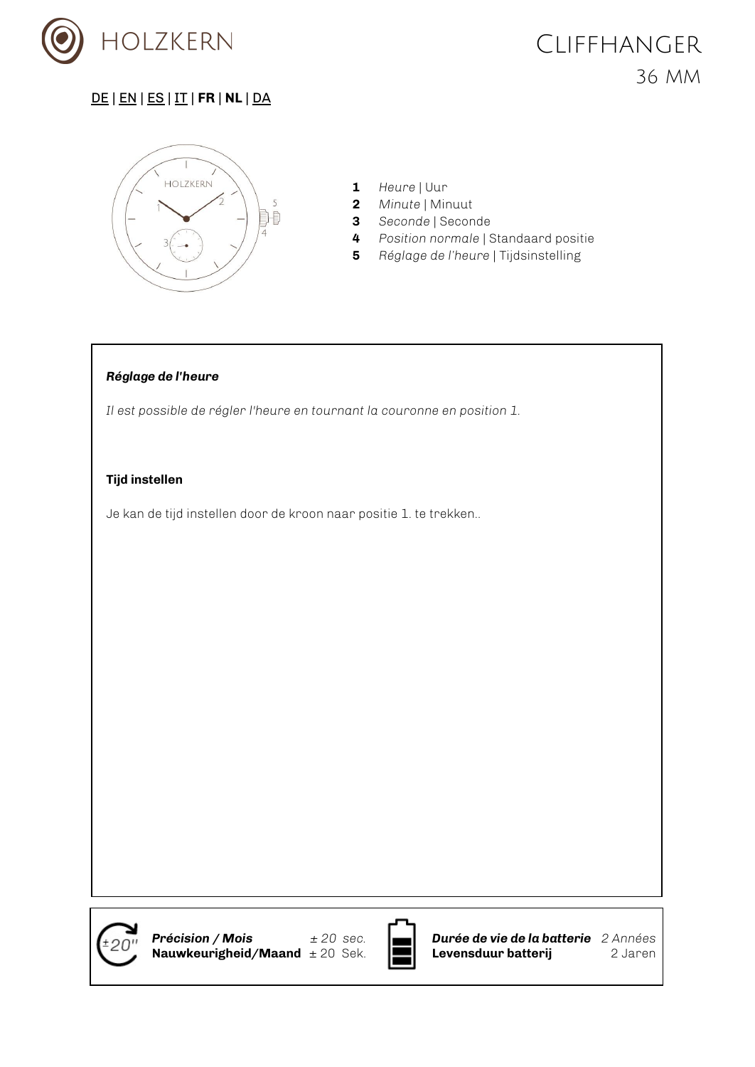HOLZKERN

# Cliffhanger

36 MM

DE | EN | ES | IT | **FR** | **NL** | DA

HOLZKERN

1. *Heure* | Uur
2. *Minute* | Minuut
3. *Seconde* | Seconde
4. *Position normale* | Standaard positie
5. *Réglage de l'heure* | Tijdsinstelling

***Réglage de l'heure***

*Il est possible de régler l'heure en tournant la couronne en position 1.*

**Tijd instellen**

Je kan de tijd instellen door de kroon naar positie 1. te trekken..

±20"

| | | | |
|---|---|---|---|
| ***Précision / Mois*** | *± 20 sec.* | ***Durée de vie de la batterie*** | *2 Années* |
| **Nauwkeurigheid/Maand** | ± 20 Sek. | **Levensduur batterij** | 2 Jaren |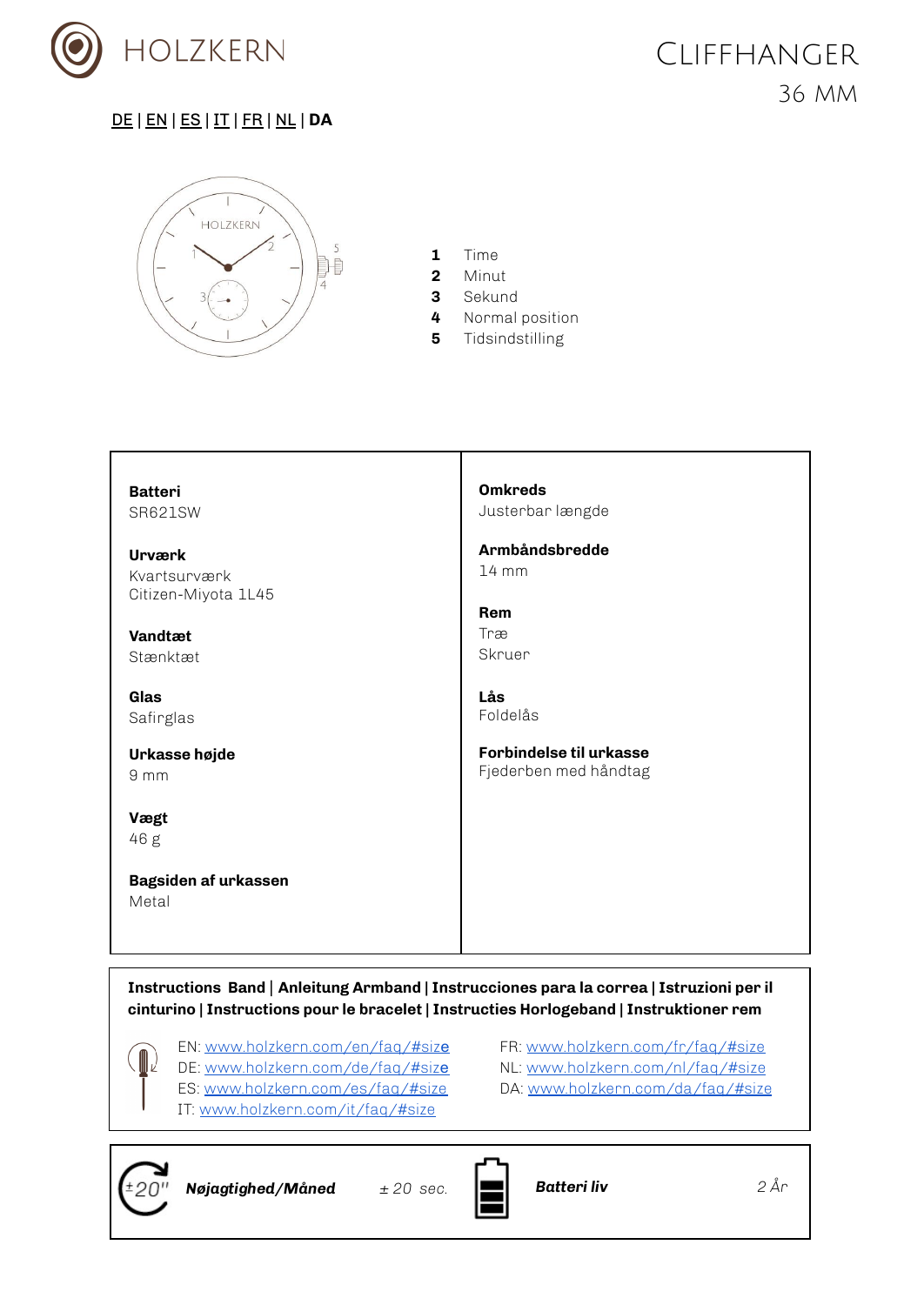HOLZKERN

# Cliffhanger
## 36 MM

DE | EN | ES | IT | FR | NL | **DA**

HOLZKERN
1
2
3
4
5

**1** Time
**2** Minut
**3** Sekund
**4** Normal position
**5** Tidsindstilling

| | |
|---|---|
| **Batteri**<br>SR621SW<br><br>**Urværk**<br>Kvartsurværk<br>Citizen-Miyota 1L45<br><br>**Vandtæt**<br>Stænktæt<br><br>**Glas**<br>Safirglas<br><br>**Urkasse højde**<br>9 mm<br><br>**Vægt**<br>46 g<br><br>**Bagsiden af urkassen**<br>Metal | **Omkreds**<br>Justerbar længde<br><br>**Armbåndsbredde**<br>14 mm<br><br>**Rem**<br>Træ<br>Skruer<br><br>**Lås**<br>Foldelås<br><br>**Forbindelse til urkasse**<br>Fjederben med håndtag |

**Instructions Band | Anleitung Armband | Instrucciones para la correa | Istruzioni per il cinturino | Instructions pour le bracelet | Instructies Horlogeband | Instruktioner rem**

EN: www.holzkern.com/en/faq/#size
DE: www.holzkern.com/de/faq/#size
ES: www.holzkern.com/es/faq/#size
IT: www.holzkern.com/it/faq/#size
FR: www.holzkern.com/fr/faq/#size
NL: www.holzkern.com/nl/faq/#size
DA: www.holzkern.com/da/faq/#size

±20" ***Nøjagtighed/Måned*** *± 20 sec.* ***Batteri liv*** *2 År*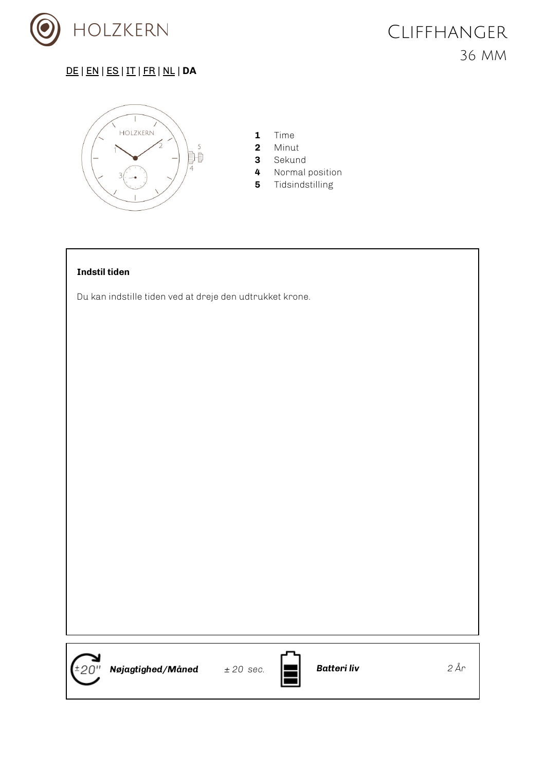# HOLZKERN

## Cliffhanger
36 MM

DE | EN | ES | IT | FR | NL | **DA**

HOLZKERN

1
2
3
4
5

**1** Time
**2** Minut
**3** Sekund
**4** Normal position
**5** Tidsindstilling

**Indstil tiden**

Du kan indstille tiden ved at dreje den udtrukket krone.

| | | | |
|---|---|---|---|
| *±20"* ***Nøjagtighed/Måned*** | *± 20 sec.* | ***Batteri liv*** | *2 År* |